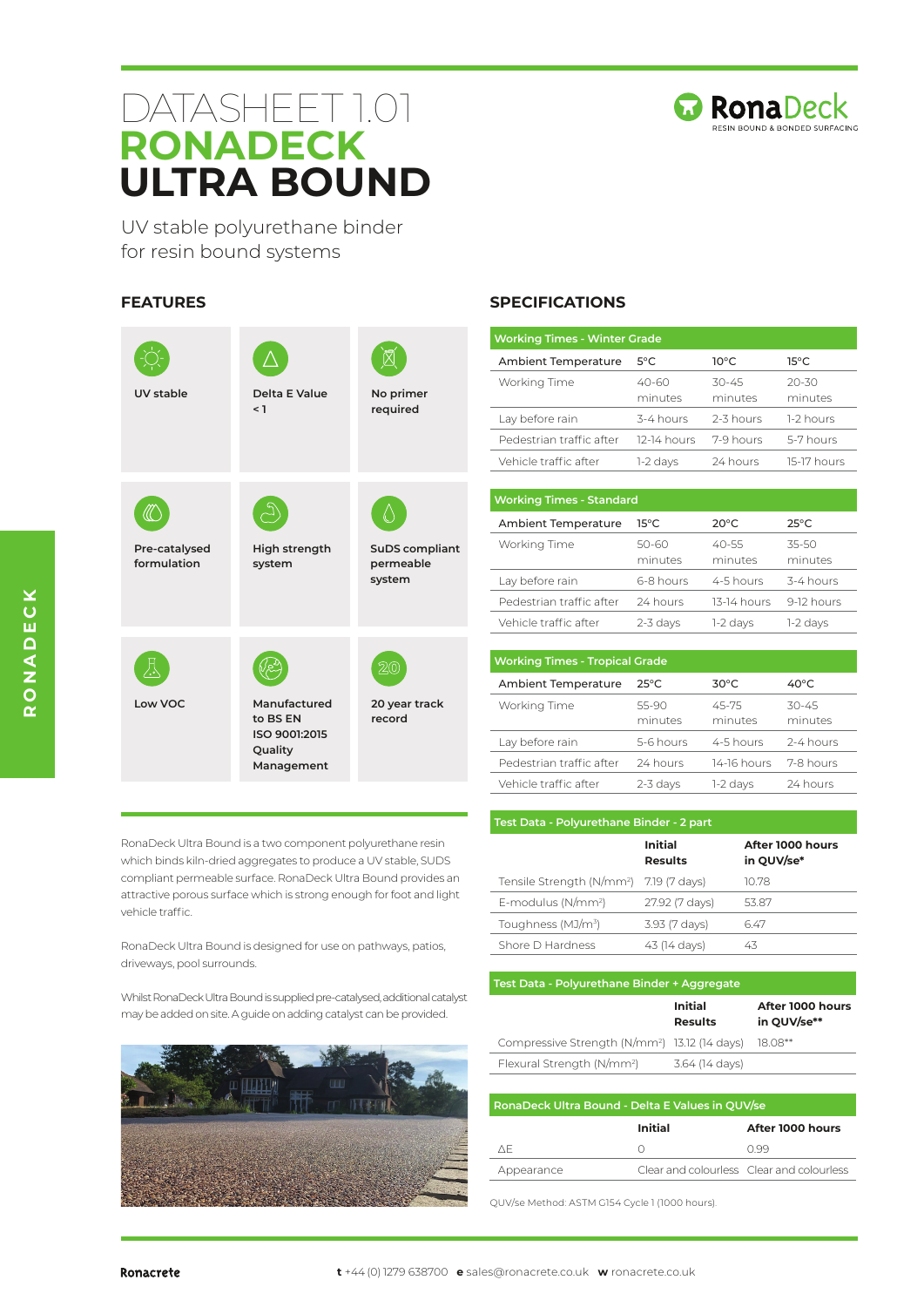# DATASHEET 1.01 RONADECK ULTRA BOUND

RonaDeck
RESIN BOUND & BONDED SURFACING

UV stable polyurethane binder for resin bound systems

## FEATURES

- UV stable
- Delta E Value < 1
- No primer required
- Pre-catalysed formulation
- High strength system
- SuDS compliant permeable system
- Low VOC
- Manufactured to BS EN ISO 9001:2015 Quality Management
- 20 year track record

RonaDeck Ultra Bound is a two component polyurethane resin which binds kiln-dried aggregates to produce a UV stable, SUDS compliant permeable surface. RonaDeck Ultra Bound provides an attractive porous surface which is strong enough for foot and light vehicle traffic.

RonaDeck Ultra Bound is designed for use on pathways, patios, driveways, pool surrounds.

Whilst RonaDeck Ultra Bound is supplied pre-catalysed, additional catalyst may be added on site. A guide on adding catalyst can be provided.

## SPECIFICATIONS

**Working Times - Winter Grade**

| Ambient Temperature | 5°C | 10°C | 15°C |
|---|---|---|---|
| Working Time | 40-60 minutes | 30-45 minutes | 20-30 minutes |
| Lay before rain | 3-4 hours | 2-3 hours | 1-2 hours |
| Pedestrian traffic after | 12-14 hours | 7-9 hours | 5-7 hours |
| Vehicle traffic after | 1-2 days | 24 hours | 15-17 hours |

**Working Times - Standard**

| Ambient Temperature | 15°C | 20°C | 25°C |
|---|---|---|---|
| Working Time | 50-60 minutes | 40-55 minutes | 35-50 minutes |
| Lay before rain | 6-8 hours | 4-5 hours | 3-4 hours |
| Pedestrian traffic after | 24 hours | 13-14 hours | 9-12 hours |
| Vehicle traffic after | 2-3 days | 1-2 days | 1-2 days |

**Working Times - Tropical Grade**

| Ambient Temperature | 25°C | 30°C | 40°C |
|---|---|---|---|
| Working Time | 55-90 minutes | 45-75 minutes | 30-45 minutes |
| Lay before rain | 5-6 hours | 4-5 hours | 2-4 hours |
| Pedestrian traffic after | 24 hours | 14-16 hours | 7-8 hours |
| Vehicle traffic after | 2-3 days | 1-2 days | 24 hours |

**Test Data - Polyurethane Binder - 2 part**

| | Initial Results | After 1000 hours in QUV/se* |
|---|---|---|
| Tensile Strength (N/mm²) | 7.19 (7 days) | 10.78 |
| E-modulus (N/mm²) | 27.92 (7 days) | 53.87 |
| Toughness (MJ/m³) | 3.93 (7 days) | 6.47 |
| Shore D Hardness | 43 (14 days) | 43 |

**Test Data - Polyurethane Binder + Aggregate**

| | Initial Results | After 1000 hours in QUV/se** |
|---|---|---|
| Compressive Strength (N/mm²) | 13.12 (14 days) | 18.08** |
| Flexural Strength (N/mm²) | 3.64 (14 days) | |

**RonaDeck Ultra Bound - Delta E Values in QUV/se**

| | Initial | After 1000 hours |
|---|---|---|
| ΔE | 0 | 0.99 |
| Appearance | Clear and colourless | Clear and colourless |

QUV/se Method: ASTM G154 Cycle 1 (1000 hours).

Ronacrete **t** +44 (0) 1279 638700 **e** sales@ronacrete.co.uk **w** ronacrete.co.uk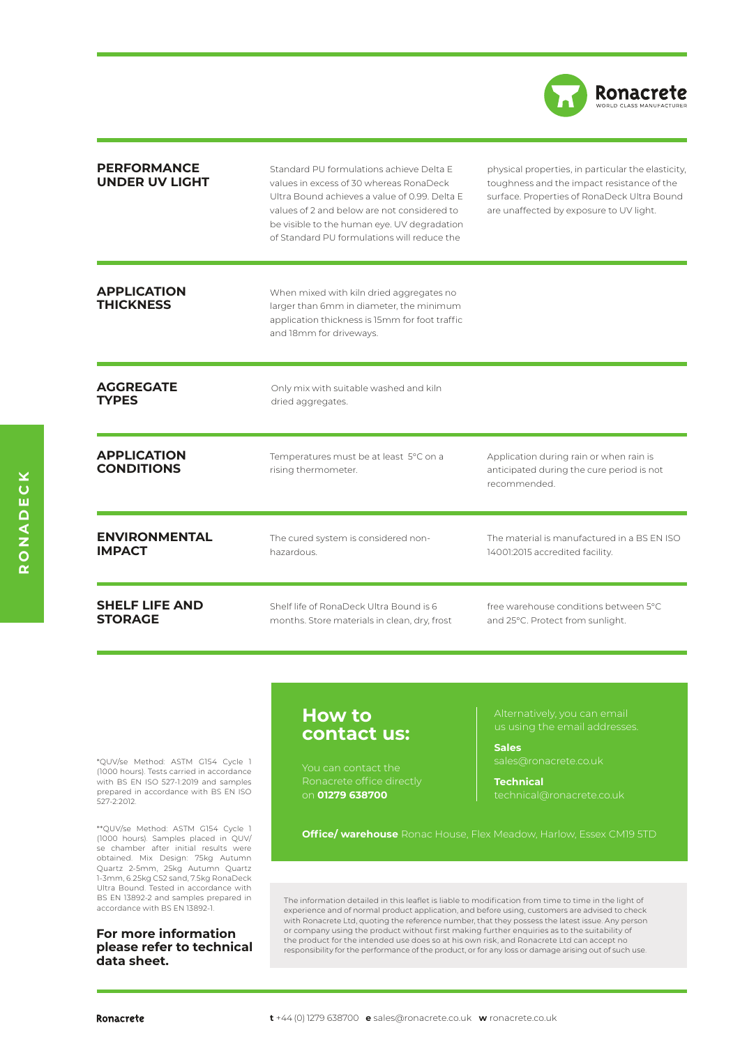## PERFORMANCE UNDER UV LIGHT

Standard PU formulations achieve Delta E values in excess of 30 whereas RonaDeck Ultra Bound achieves a value of 0.99. Delta E values of 2 and below are not considered to be visible to the human eye. UV degradation of Standard PU formulations will reduce the physical properties, in particular the elasticity, toughness and the impact resistance of the surface. Properties of RonaDeck Ultra Bound are unaffected by exposure to UV light.

## APPLICATION THICKNESS

When mixed with kiln dried aggregates no larger than 6mm in diameter, the minimum application thickness is 15mm for foot traffic and 18mm for driveways.

## AGGREGATE TYPES

Only mix with suitable washed and kiln dried aggregates.

## APPLICATION CONDITIONS

Temperatures must be at least 5°C on a rising thermometer.

Application during rain or when rain is anticipated during the cure period is not recommended.

## ENVIRONMENTAL IMPACT

The cured system is considered non-hazardous.

The material is manufactured in a BS EN ISO 14001:2015 accredited facility.

## SHELF LIFE AND STORAGE

Shelf life of RonaDeck Ultra Bound is 6 months. Store materials in clean, dry, frost free warehouse conditions between 5°C and 25°C. Protect from sunlight.

*QUV/se Method: ASTM G154 Cycle 1 (1000 hours). Tests carried in accordance with BS EN ISO 527-1:2019 and samples prepared in accordance with BS EN ISO 527-2:2012.

**QUV/se Method: ASTM G154 Cycle 1 (1000 hours). Samples placed in QUV/se chamber after initial results were obtained. Mix Design: 75kg Autumn Quartz 2-5mm, 25kg Autumn Quartz 1-3mm, 6.25kg C52 sand, 7.5kg RonaDeck Ultra Bound. Tested in accordance with BS EN 13892-2 and samples prepared in accordance with BS EN 13892-1.

**For more information please refer to technical data sheet.**

## How to contact us:

You can contact the Ronacrete office directly on **01279 638700**

Alternatively, you can email us using the email addresses.

**Sales**
sales@ronacrete.co.uk

**Technical**
technical@ronacrete.co.uk

**Office/ warehouse** Ronac House, Flex Meadow, Harlow, Essex CM19 5TD

The information detailed in this leaflet is liable to modification from time to time in the light of experience and of normal product application, and before using, customers are advised to check with Ronacrete Ltd, quoting the reference number, that they possess the latest issue. Any person or company using the product without first making further enquiries as to the suitability of the product for the intended use does so at his own risk, and Ronacrete Ltd can accept no responsibility for the performance of the product, or for any loss or damage arising out of such use.

**t** +44 (0) 1279 638700 **e** sales@ronacrete.co.uk **w** ronacrete.co.uk